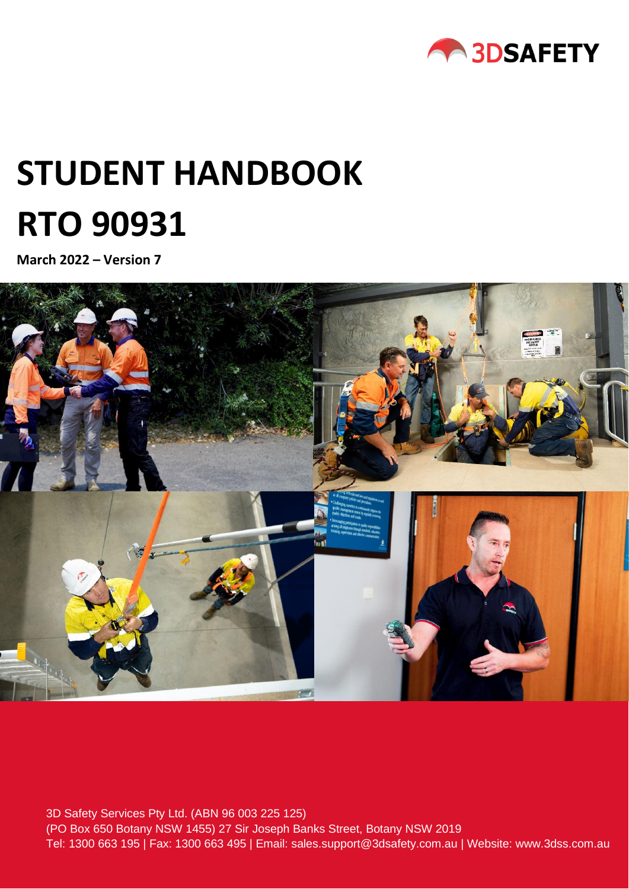3DSAFETY

# STUDENT HANDBOOK

# RTO 90931

**March 2022 – Version 7**

3D Safety Services Pty Ltd. (ABN 96 003 225 125)
(PO Box 650 Botany NSW 1455) 27 Sir Joseph Banks Street, Botany NSW 2019
Tel: 1300 663 195 | Fax: 1300 663 495 | Email: sales.support@3dsafety.com.au | Website: www.3dss.com.au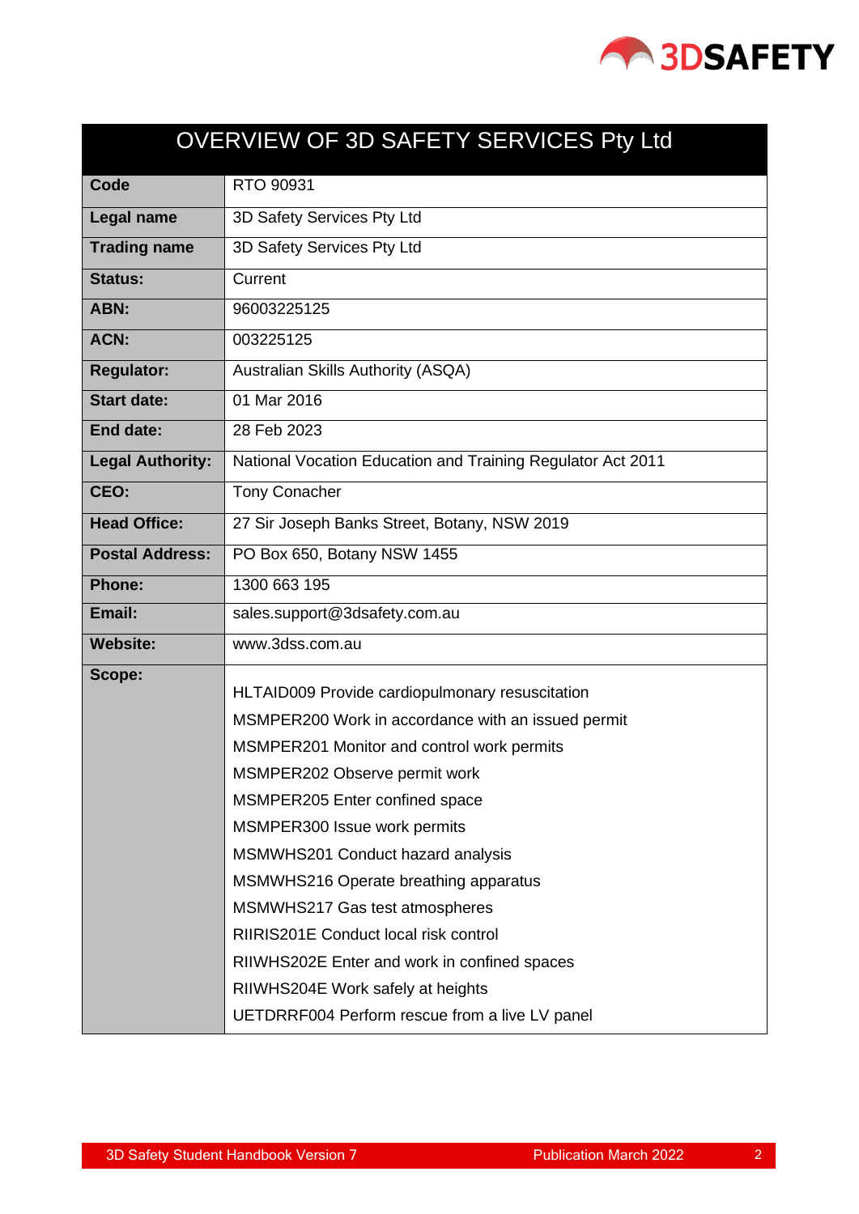| OVERVIEW OF 3D SAFETY SERVICES Pty Ltd | |
|---|---|
| **Code** | RTO 90931 |
| **Legal name** | 3D Safety Services Pty Ltd |
| **Trading name** | 3D Safety Services Pty Ltd |
| **Status:** | Current |
| **ABN:** | 96003225125 |
| **ACN:** | 003225125 |
| **Regulator:** | Australian Skills Authority (ASQA) |
| **Start date:** | 01 Mar 2016 |
| **End date:** | 28 Feb 2023 |
| **Legal Authority:** | National Vocation Education and Training Regulator Act 2011 |
| **CEO:** | Tony Conacher |
| **Head Office:** | 27 Sir Joseph Banks Street, Botany, NSW 2019 |
| **Postal Address:** | PO Box 650, Botany NSW 1455 |
| **Phone:** | 1300 663 195 |
| **Email:** | sales.support@3dsafety.com.au |
| **Website:** | www.3dss.com.au |
| **Scope:** | HLTAID009 Provide cardiopulmonary resuscitation<br>MSMPER200 Work in accordance with an issued permit<br>MSMPER201 Monitor and control work permits<br>MSMPER202 Observe permit work<br>MSMPER205 Enter confined space<br>MSMPER300 Issue work permits<br>MSMWHS201 Conduct hazard analysis<br>MSMWHS216 Operate breathing apparatus<br>MSMWHS217 Gas test atmospheres<br>RIIRIS201E Conduct local risk control<br>RIIWHS202E Enter and work in confined spaces<br>RIIWHS204E Work safely at heights<br>UETDRRF004 Perform rescue from a live LV panel |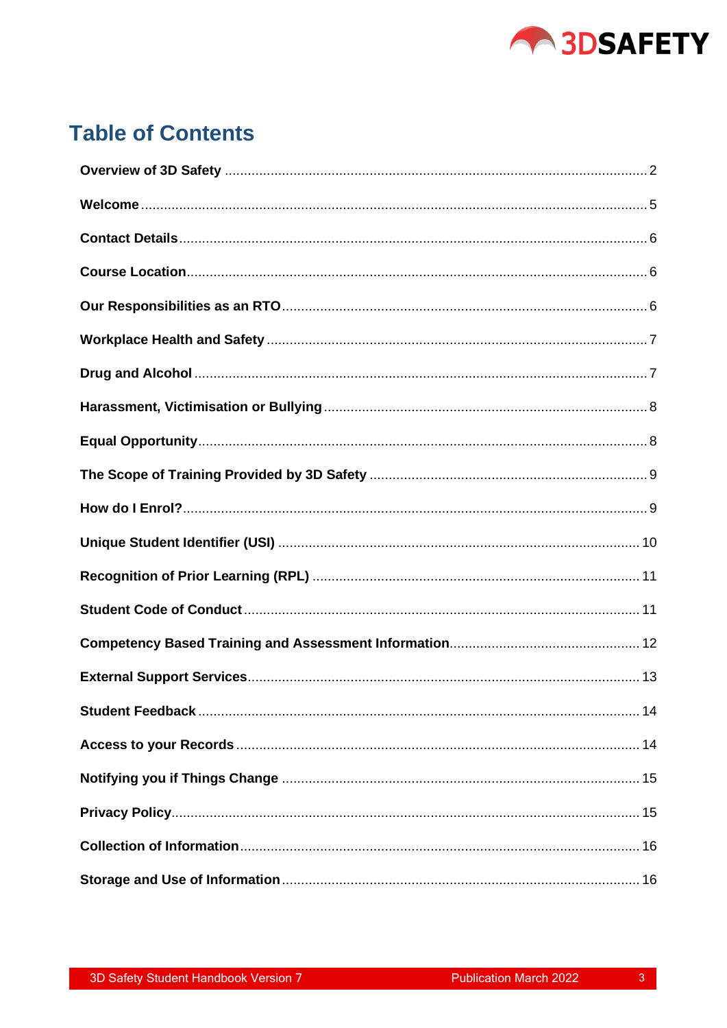## Table of Contents

**Overview of 3D Safety** .......... 2

**Welcome** .......... 5

**Contact Details** .......... 6

**Course Location** .......... 6

**Our Responsibilities as an RTO** .......... 6

**Workplace Health and Safety** .......... 7

**Drug and Alcohol** .......... 7

**Harassment, Victimisation or Bullying** .......... 8

**Equal Opportunity** .......... 8

**The Scope of Training Provided by 3D Safety** .......... 9

**How do I Enrol?** .......... 9

**Unique Student Identifier (USI)** .......... 10

**Recognition of Prior Learning (RPL)** .......... 11

**Student Code of Conduct** .......... 11

**Competency Based Training and Assessment Information** .......... 12

**External Support Services** .......... 13

**Student Feedback** .......... 14

**Access to your Records** .......... 14

**Notifying you if Things Change** .......... 15

**Privacy Policy** .......... 15

**Collection of Information** .......... 16

**Storage and Use of Information** .......... 16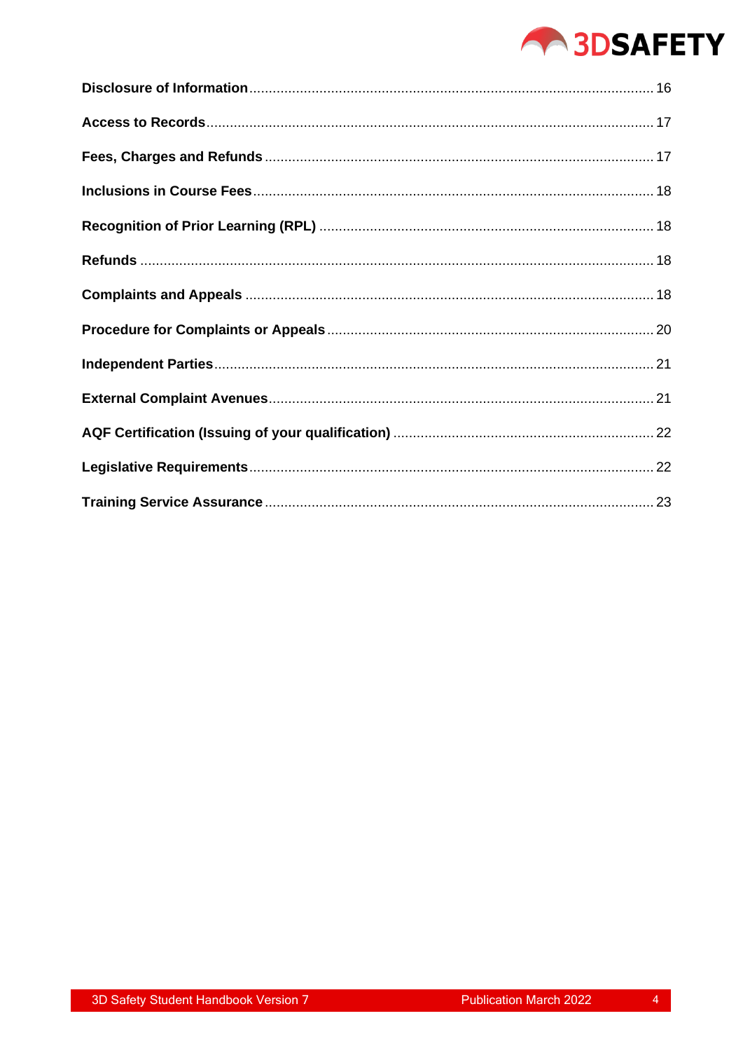**Disclosure of Information** ........................................................................................................ 16

**Access to Records** ..................................................................................................................... 17

**Fees, Charges and Refunds** ..................................................................................................... 17

**Inclusions in Course Fees** ....................................................................................................... 18

**Recognition of Prior Learning (RPL)** ..................................................................................... 18

**Refunds** ..................................................................................................................................... 18

**Complaints and Appeals** ......................................................................................................... 18

**Procedure for Complaints or Appeals** .................................................................................... 20

**Independent Parties** ................................................................................................................. 21

**External Complaint Avenues** .................................................................................................... 21

**AQF Certification (Issuing of your qualification)** .................................................................. 22

**Legislative Requirements** ........................................................................................................ 22

**Training Service Assurance** .................................................................................................... 23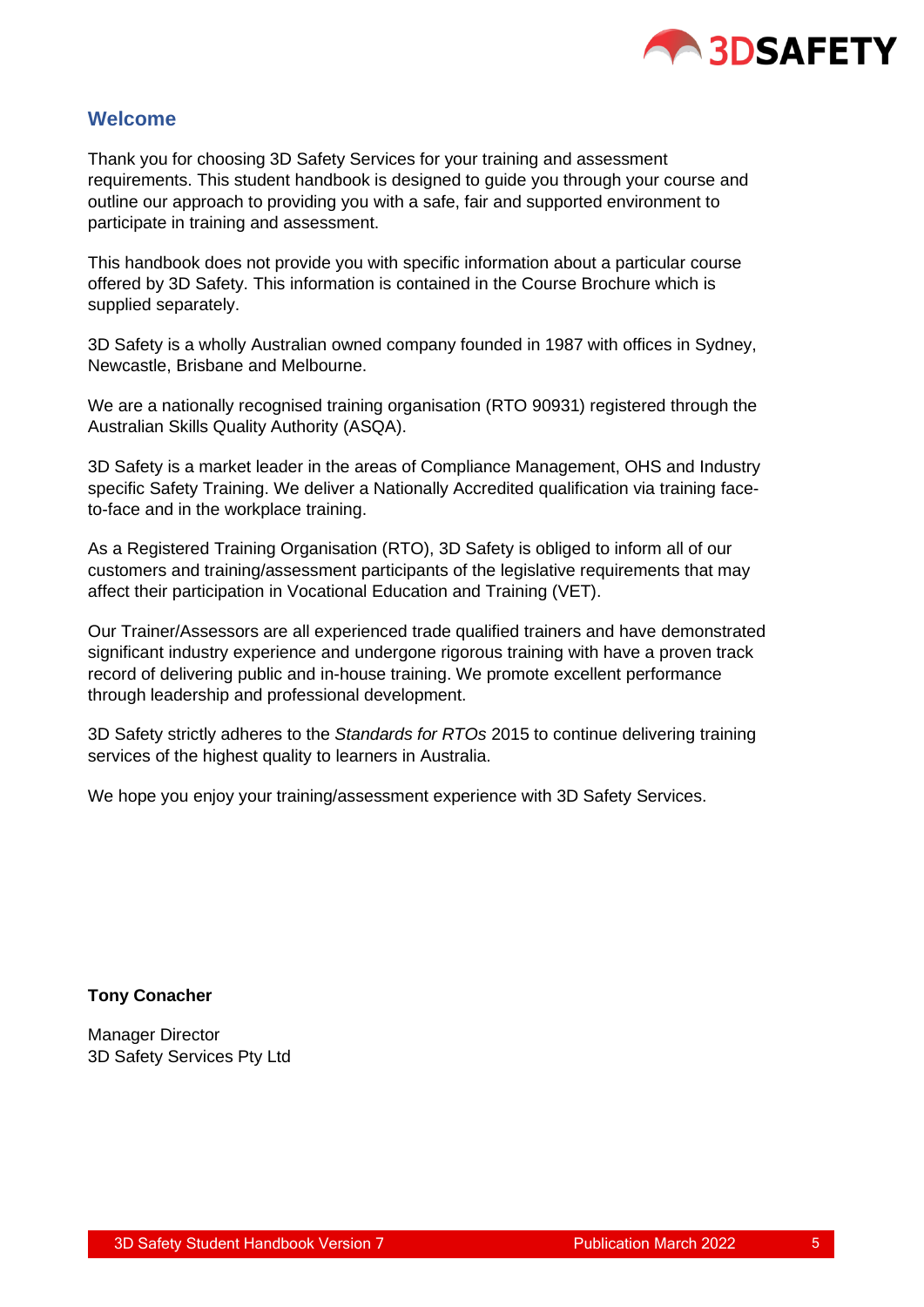## Welcome

Thank you for choosing 3D Safety Services for your training and assessment requirements. This student handbook is designed to guide you through your course and outline our approach to providing you with a safe, fair and supported environment to participate in training and assessment.

This handbook does not provide you with specific information about a particular course offered by 3D Safety. This information is contained in the Course Brochure which is supplied separately.

3D Safety is a wholly Australian owned company founded in 1987 with offices in Sydney, Newcastle, Brisbane and Melbourne.

We are a nationally recognised training organisation (RTO 90931) registered through the Australian Skills Quality Authority (ASQA).

3D Safety is a market leader in the areas of Compliance Management, OHS and Industry specific Safety Training. We deliver a Nationally Accredited qualification via training face-to-face and in the workplace training.

As a Registered Training Organisation (RTO), 3D Safety is obliged to inform all of our customers and training/assessment participants of the legislative requirements that may affect their participation in Vocational Education and Training (VET).

Our Trainer/Assessors are all experienced trade qualified trainers and have demonstrated significant industry experience and undergone rigorous training with have a proven track record of delivering public and in-house training. We promote excellent performance through leadership and professional development.

3D Safety strictly adheres to the *Standards for RTOs* 2015 to continue delivering training services of the highest quality to learners in Australia.

We hope you enjoy your training/assessment experience with 3D Safety Services.

**Tony Conacher**

Manager Director
3D Safety Services Pty Ltd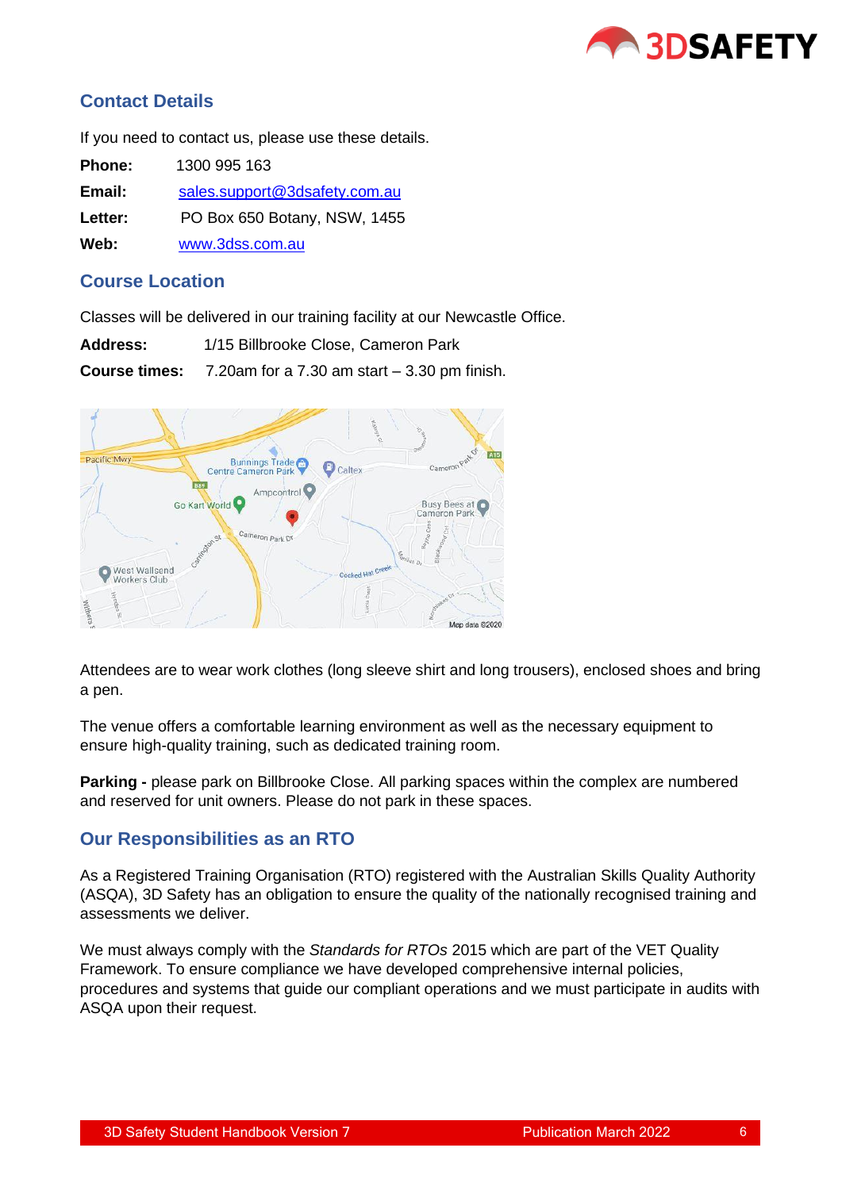## Contact Details

If you need to contact us, please use these details.

**Phone:** 1300 995 163

**Email:** sales.support@3dsafety.com.au

**Letter:** PO Box 650 Botany, NSW, 1455

**Web:** www.3dss.com.au

## Course Location

Classes will be delivered in our training facility at our Newcastle Office.

**Address:** 1/15 Billbrooke Close, Cameron Park

**Course times:** 7.20am for a 7.30 am start – 3.30 pm finish.

Attendees are to wear work clothes (long sleeve shirt and long trousers), enclosed shoes and bring a pen.

The venue offers a comfortable learning environment as well as the necessary equipment to ensure high-quality training, such as dedicated training room.

**Parking -** please park on Billbrooke Close. All parking spaces within the complex are numbered and reserved for unit owners. Please do not park in these spaces.

## Our Responsibilities as an RTO

As a Registered Training Organisation (RTO) registered with the Australian Skills Quality Authority (ASQA), 3D Safety has an obligation to ensure the quality of the nationally recognised training and assessments we deliver.

We must always comply with the *Standards for RTOs* 2015 which are part of the VET Quality Framework. To ensure compliance we have developed comprehensive internal policies, procedures and systems that guide our compliant operations and we must participate in audits with ASQA upon their request.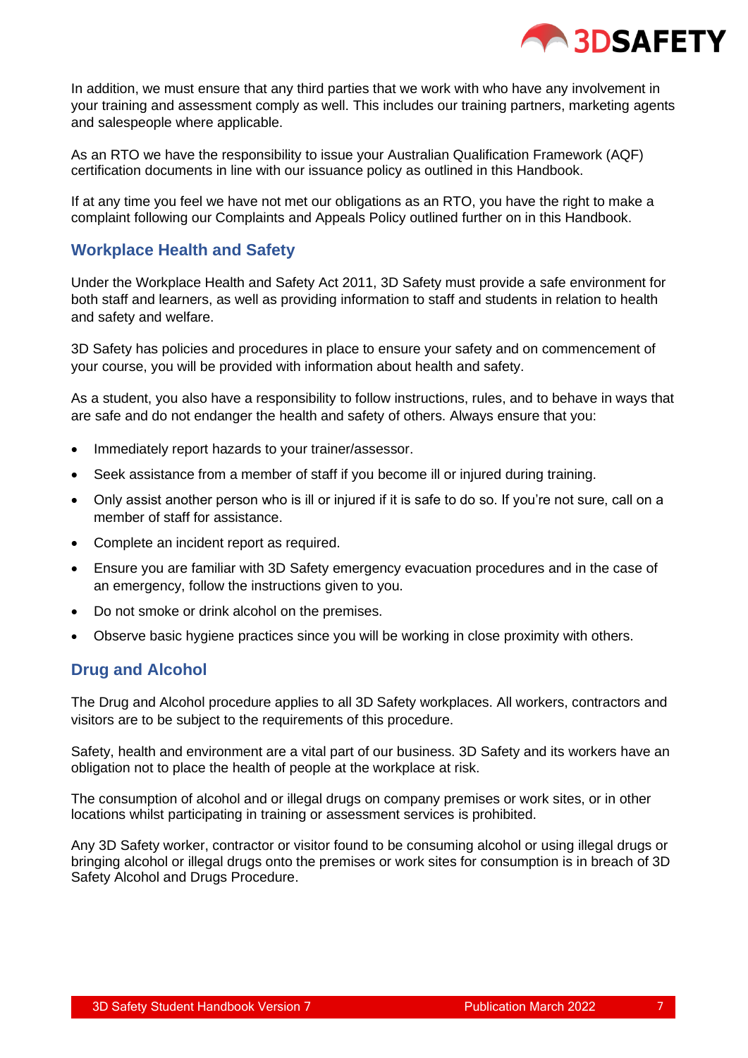In addition, we must ensure that any third parties that we work with who have any involvement in your training and assessment comply as well. This includes our training partners, marketing agents and salespeople where applicable.

As an RTO we have the responsibility to issue your Australian Qualification Framework (AQF) certification documents in line with our issuance policy as outlined in this Handbook.

If at any time you feel we have not met our obligations as an RTO, you have the right to make a complaint following our Complaints and Appeals Policy outlined further on in this Handbook.

## Workplace Health and Safety

Under the Workplace Health and Safety Act 2011, 3D Safety must provide a safe environment for both staff and learners, as well as providing information to staff and students in relation to health and safety and welfare.

3D Safety has policies and procedures in place to ensure your safety and on commencement of your course, you will be provided with information about health and safety.

As a student, you also have a responsibility to follow instructions, rules, and to behave in ways that are safe and do not endanger the health and safety of others. Always ensure that you:

- Immediately report hazards to your trainer/assessor.
- Seek assistance from a member of staff if you become ill or injured during training.
- Only assist another person who is ill or injured if it is safe to do so. If you're not sure, call on a member of staff for assistance.
- Complete an incident report as required.
- Ensure you are familiar with 3D Safety emergency evacuation procedures and in the case of an emergency, follow the instructions given to you.
- Do not smoke or drink alcohol on the premises.
- Observe basic hygiene practices since you will be working in close proximity with others.

## Drug and Alcohol

The Drug and Alcohol procedure applies to all 3D Safety workplaces. All workers, contractors and visitors are to be subject to the requirements of this procedure.

Safety, health and environment are a vital part of our business. 3D Safety and its workers have an obligation not to place the health of people at the workplace at risk.

The consumption of alcohol and or illegal drugs on company premises or work sites, or in other locations whilst participating in training or assessment services is prohibited.

Any 3D Safety worker, contractor or visitor found to be consuming alcohol or using illegal drugs or bringing alcohol or illegal drugs onto the premises or work sites for consumption is in breach of 3D Safety Alcohol and Drugs Procedure.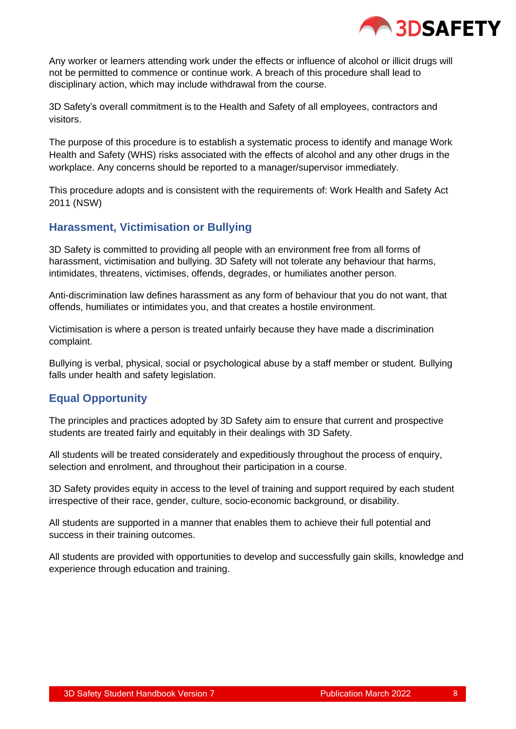Any worker or learners attending work under the effects or influence of alcohol or illicit drugs will not be permitted to commence or continue work. A breach of this procedure shall lead to disciplinary action, which may include withdrawal from the course.

3D Safety's overall commitment is to the Health and Safety of all employees, contractors and visitors.

The purpose of this procedure is to establish a systematic process to identify and manage Work Health and Safety (WHS) risks associated with the effects of alcohol and any other drugs in the workplace. Any concerns should be reported to a manager/supervisor immediately.

This procedure adopts and is consistent with the requirements of: Work Health and Safety Act 2011 (NSW)

## Harassment, Victimisation or Bullying

3D Safety is committed to providing all people with an environment free from all forms of harassment, victimisation and bullying. 3D Safety will not tolerate any behaviour that harms, intimidates, threatens, victimises, offends, degrades, or humiliates another person.

Anti-discrimination law defines harassment as any form of behaviour that you do not want, that offends, humiliates or intimidates you, and that creates a hostile environment.

Victimisation is where a person is treated unfairly because they have made a discrimination complaint.

Bullying is verbal, physical, social or psychological abuse by a staff member or student. Bullying falls under health and safety legislation.

## Equal Opportunity

The principles and practices adopted by 3D Safety aim to ensure that current and prospective students are treated fairly and equitably in their dealings with 3D Safety.

All students will be treated considerately and expeditiously throughout the process of enquiry, selection and enrolment, and throughout their participation in a course.

3D Safety provides equity in access to the level of training and support required by each student irrespective of their race, gender, culture, socio-economic background, or disability.

All students are supported in a manner that enables them to achieve their full potential and success in their training outcomes.

All students are provided with opportunities to develop and successfully gain skills, knowledge and experience through education and training.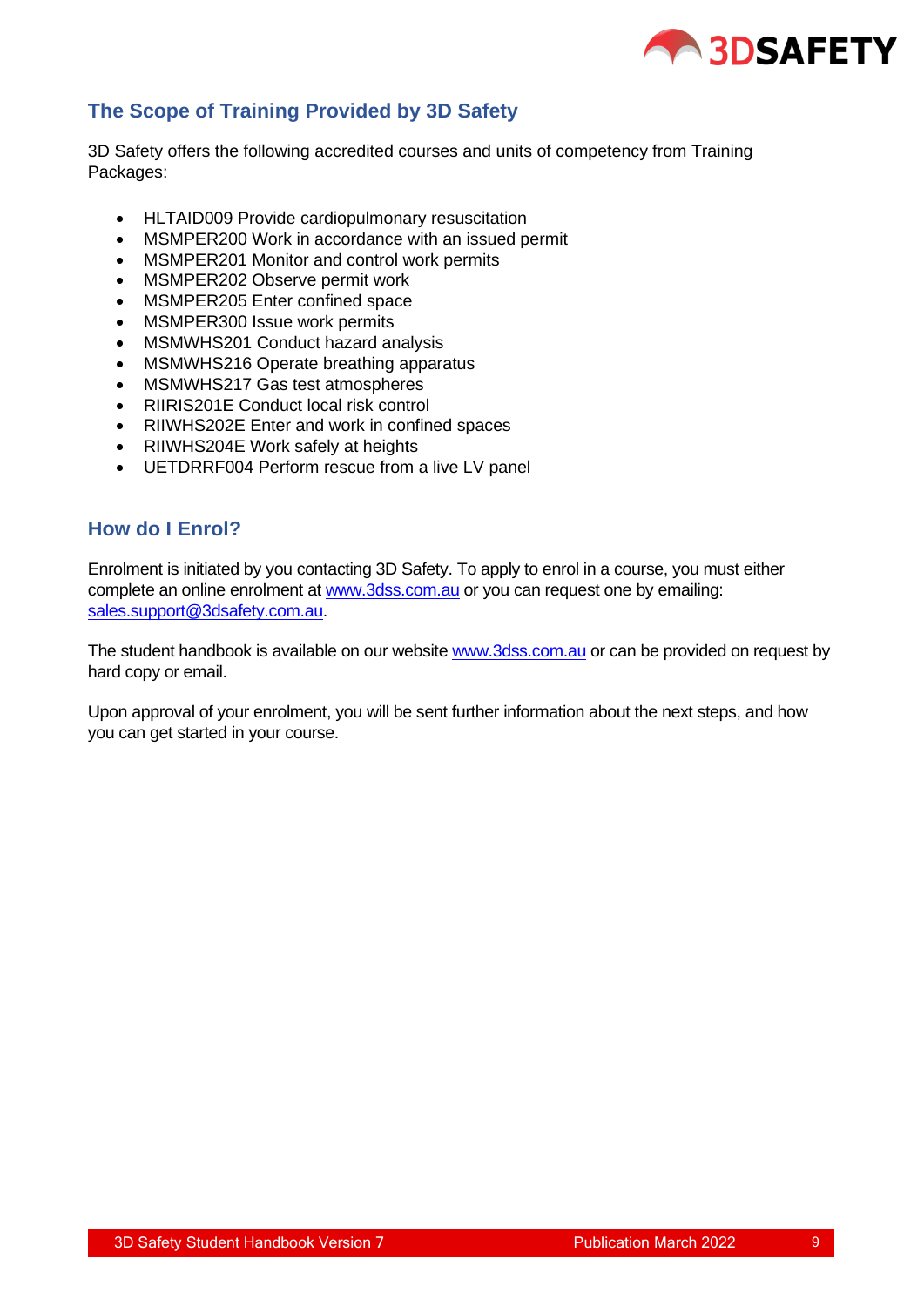## The Scope of Training Provided by 3D Safety

3D Safety offers the following accredited courses and units of competency from Training Packages:

- HLTAID009 Provide cardiopulmonary resuscitation
- MSMPER200 Work in accordance with an issued permit
- MSMPER201 Monitor and control work permits
- MSMPER202 Observe permit work
- MSMPER205 Enter confined space
- MSMPER300 Issue work permits
- MSMWHS201 Conduct hazard analysis
- MSMWHS216 Operate breathing apparatus
- MSMWHS217 Gas test atmospheres
- RIIRIS201E Conduct local risk control
- RIIWHS202E Enter and work in confined spaces
- RIIWHS204E Work safely at heights
- UETDRRF004 Perform rescue from a live LV panel

## How do I Enrol?

Enrolment is initiated by you contacting 3D Safety. To apply to enrol in a course, you must either complete an online enrolment at www.3dss.com.au or you can request one by emailing: sales.support@3dsafety.com.au.

The student handbook is available on our website www.3dss.com.au or can be provided on request by hard copy or email.

Upon approval of your enrolment, you will be sent further information about the next steps, and how you can get started in your course.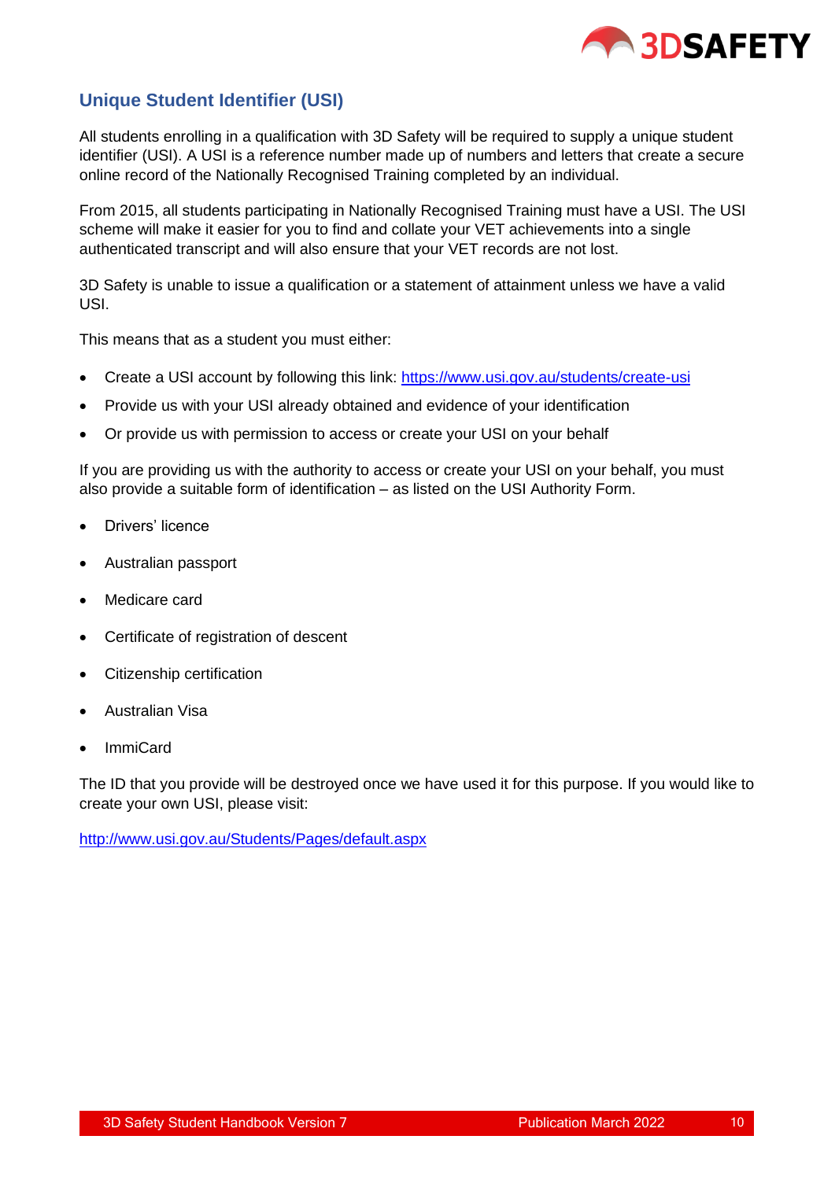## Unique Student Identifier (USI)

All students enrolling in a qualification with 3D Safety will be required to supply a unique student identifier (USI). A USI is a reference number made up of numbers and letters that create a secure online record of the Nationally Recognised Training completed by an individual.

From 2015, all students participating in Nationally Recognised Training must have a USI. The USI scheme will make it easier for you to find and collate your VET achievements into a single authenticated transcript and will also ensure that your VET records are not lost.

3D Safety is unable to issue a qualification or a statement of attainment unless we have a valid USI.

This means that as a student you must either:

- Create a USI account by following this link: https://www.usi.gov.au/students/create-usi
- Provide us with your USI already obtained and evidence of your identification
- Or provide us with permission to access or create your USI on your behalf

If you are providing us with the authority to access or create your USI on your behalf, you must also provide a suitable form of identification – as listed on the USI Authority Form.

- Drivers' licence
- Australian passport
- Medicare card
- Certificate of registration of descent
- Citizenship certification
- Australian Visa
- ImmiCard

The ID that you provide will be destroyed once we have used it for this purpose. If you would like to create your own USI, please visit:

http://www.usi.gov.au/Students/Pages/default.aspx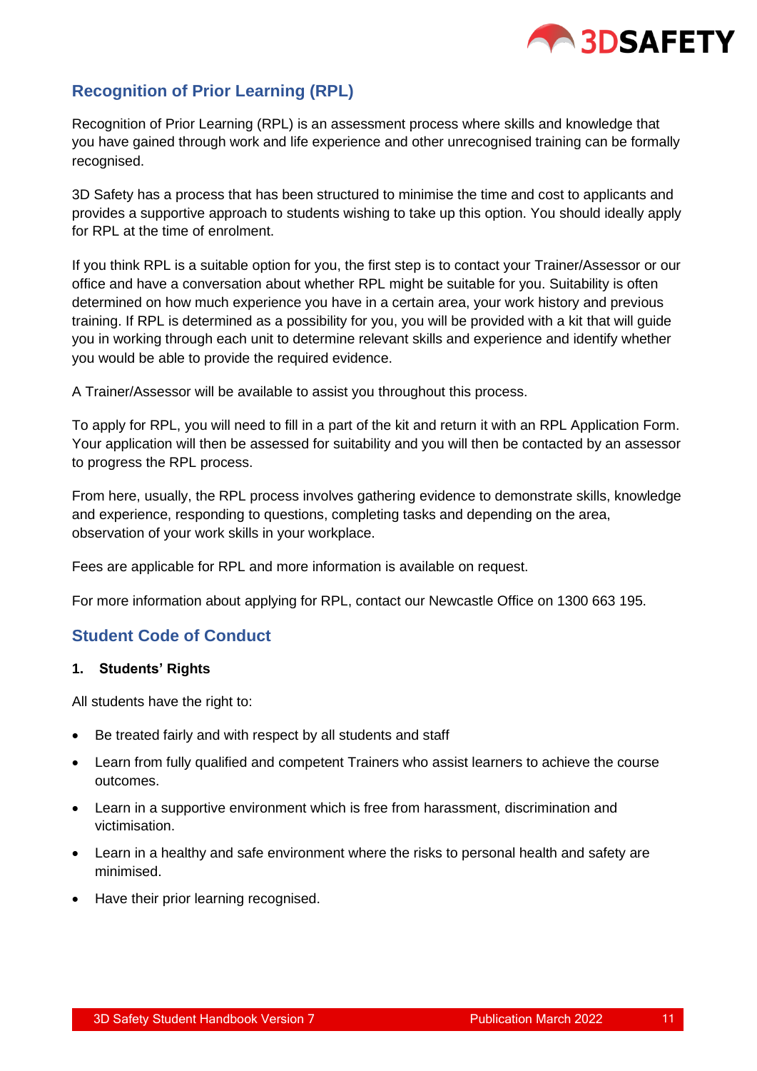## Recognition of Prior Learning (RPL)

Recognition of Prior Learning (RPL) is an assessment process where skills and knowledge that you have gained through work and life experience and other unrecognised training can be formally recognised.

3D Safety has a process that has been structured to minimise the time and cost to applicants and provides a supportive approach to students wishing to take up this option. You should ideally apply for RPL at the time of enrolment.

If you think RPL is a suitable option for you, the first step is to contact your Trainer/Assessor or our office and have a conversation about whether RPL might be suitable for you. Suitability is often determined on how much experience you have in a certain area, your work history and previous training. If RPL is determined as a possibility for you, you will be provided with a kit that will guide you in working through each unit to determine relevant skills and experience and identify whether you would be able to provide the required evidence.

A Trainer/Assessor will be available to assist you throughout this process.

To apply for RPL, you will need to fill in a part of the kit and return it with an RPL Application Form. Your application will then be assessed for suitability and you will then be contacted by an assessor to progress the RPL process.

From here, usually, the RPL process involves gathering evidence to demonstrate skills, knowledge and experience, responding to questions, completing tasks and depending on the area, observation of your work skills in your workplace.

Fees are applicable for RPL and more information is available on request.

For more information about applying for RPL, contact our Newcastle Office on 1300 663 195.

## Student Code of Conduct

### 1. Students' Rights

All students have the right to:

- Be treated fairly and with respect by all students and staff
- Learn from fully qualified and competent Trainers who assist learners to achieve the course outcomes.
- Learn in a supportive environment which is free from harassment, discrimination and victimisation.
- Learn in a healthy and safe environment where the risks to personal health and safety are minimised.
- Have their prior learning recognised.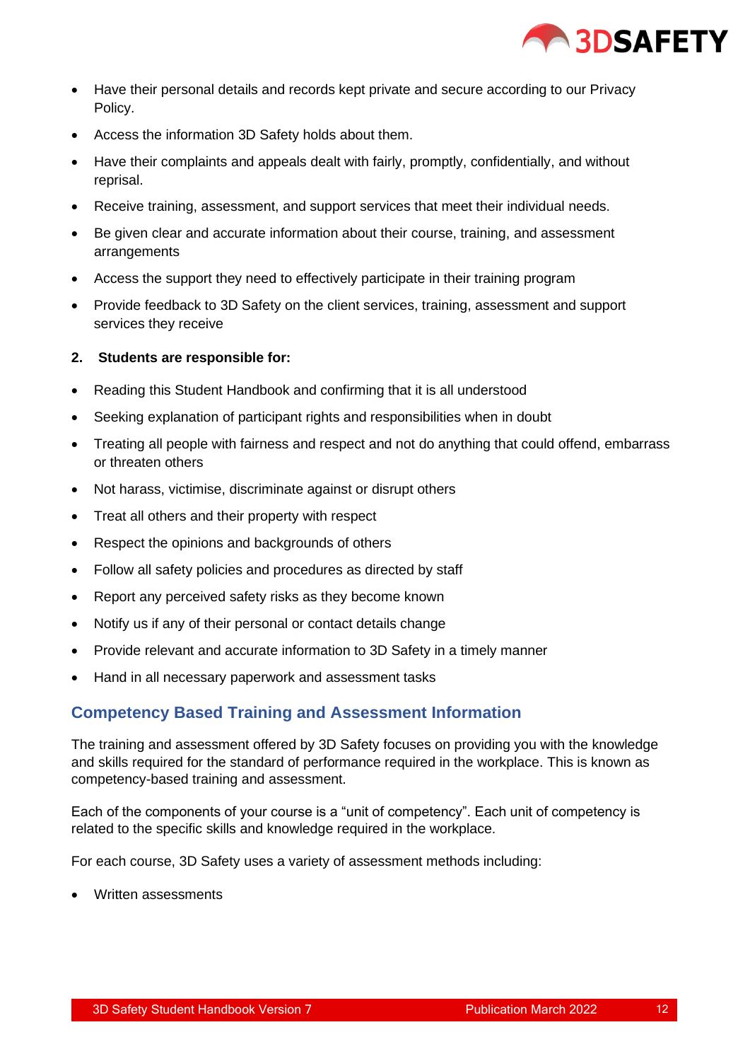- Have their personal details and records kept private and secure according to our Privacy Policy.
- Access the information 3D Safety holds about them.
- Have their complaints and appeals dealt with fairly, promptly, confidentially, and without reprisal.
- Receive training, assessment, and support services that meet their individual needs.
- Be given clear and accurate information about their course, training, and assessment arrangements
- Access the support they need to effectively participate in their training program
- Provide feedback to 3D Safety on the client services, training, assessment and support services they receive

**2. Students are responsible for:**

- Reading this Student Handbook and confirming that it is all understood
- Seeking explanation of participant rights and responsibilities when in doubt
- Treating all people with fairness and respect and not do anything that could offend, embarrass or threaten others
- Not harass, victimise, discriminate against or disrupt others
- Treat all others and their property with respect
- Respect the opinions and backgrounds of others
- Follow all safety policies and procedures as directed by staff
- Report any perceived safety risks as they become known
- Notify us if any of their personal or contact details change
- Provide relevant and accurate information to 3D Safety in a timely manner
- Hand in all necessary paperwork and assessment tasks

## Competency Based Training and Assessment Information

The training and assessment offered by 3D Safety focuses on providing you with the knowledge and skills required for the standard of performance required in the workplace. This is known as competency-based training and assessment.

Each of the components of your course is a "unit of competency". Each unit of competency is related to the specific skills and knowledge required in the workplace.

For each course, 3D Safety uses a variety of assessment methods including:

- Written assessments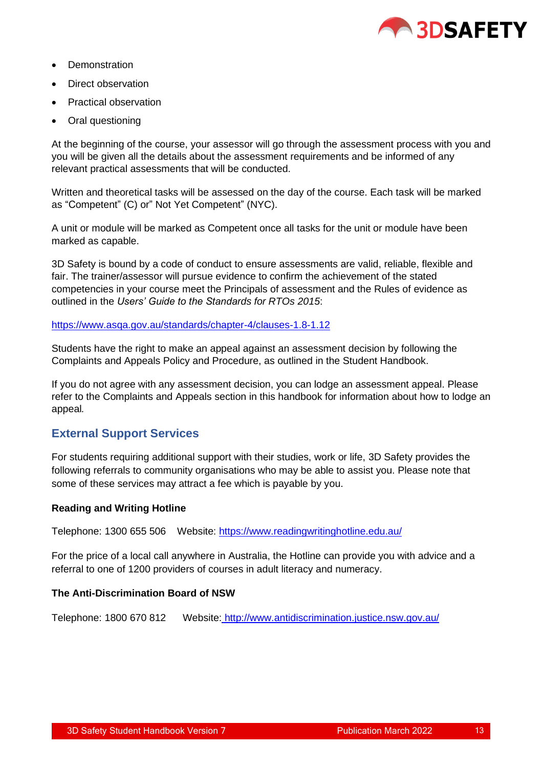- Demonstration
- Direct observation
- Practical observation
- Oral questioning

At the beginning of the course, your assessor will go through the assessment process with you and you will be given all the details about the assessment requirements and be informed of any relevant practical assessments that will be conducted.

Written and theoretical tasks will be assessed on the day of the course. Each task will be marked as "Competent" (C) or" Not Yet Competent" (NYC).

A unit or module will be marked as Competent once all tasks for the unit or module have been marked as capable.

3D Safety is bound by a code of conduct to ensure assessments are valid, reliable, flexible and fair. The trainer/assessor will pursue evidence to confirm the achievement of the stated competencies in your course meet the Principals of assessment and the Rules of evidence as outlined in the *Users' Guide to the Standards for RTOs 2015*:

https://www.asqa.gov.au/standards/chapter-4/clauses-1.8-1.12

Students have the right to make an appeal against an assessment decision by following the Complaints and Appeals Policy and Procedure, as outlined in the Student Handbook.

If you do not agree with any assessment decision, you can lodge an assessment appeal. Please refer to the Complaints and Appeals section in this handbook for information about how to lodge an appeal.

## External Support Services

For students requiring additional support with their studies, work or life, 3D Safety provides the following referrals to community organisations who may be able to assist you. Please note that some of these services may attract a fee which is payable by you.

**Reading and Writing Hotline**

Telephone: 1300 655 506 Website: https://www.readingwritinghotline.edu.au/

For the price of a local call anywhere in Australia, the Hotline can provide you with advice and a referral to one of 1200 providers of courses in adult literacy and numeracy.

**The Anti-Discrimination Board of NSW**

Telephone: 1800 670 812 Website: http://www.antidiscrimination.justice.nsw.gov.au/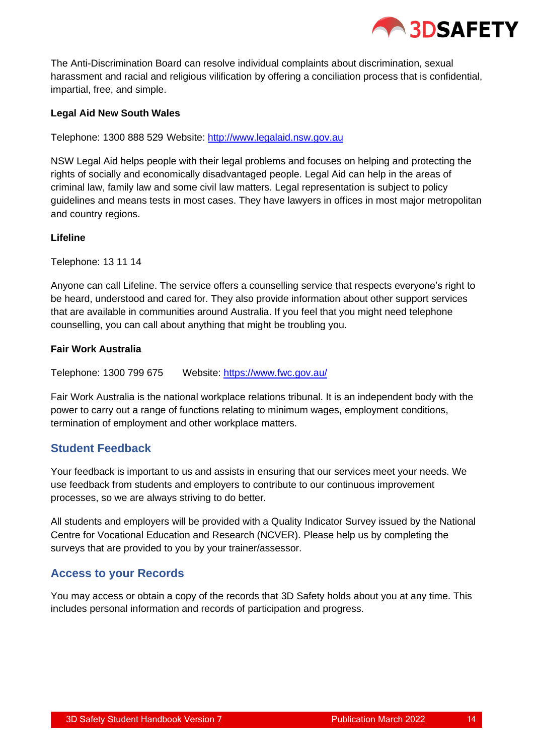The Anti-Discrimination Board can resolve individual complaints about discrimination, sexual harassment and racial and religious vilification by offering a conciliation process that is confidential, impartial, free, and simple.

**Legal Aid New South Wales**

Telephone: 1300 888 529 Website: [http://www.legalaid.nsw.gov.au](http://www.legalaid.nsw.gov.au)

NSW Legal Aid helps people with their legal problems and focuses on helping and protecting the rights of socially and economically disadvantaged people. Legal Aid can help in the areas of criminal law, family law and some civil law matters. Legal representation is subject to policy guidelines and means tests in most cases. They have lawyers in offices in most major metropolitan and country regions.

**Lifeline**

Telephone: 13 11 14

Anyone can call Lifeline. The service offers a counselling service that respects everyone's right to be heard, understood and cared for. They also provide information about other support services that are available in communities around Australia. If you feel that you might need telephone counselling, you can call about anything that might be troubling you.

**Fair Work Australia**

Telephone: 1300 799 675 Website: [https://www.fwc.gov.au/](https://www.fwc.gov.au/)

Fair Work Australia is the national workplace relations tribunal. It is an independent body with the power to carry out a range of functions relating to minimum wages, employment conditions, termination of employment and other workplace matters.

## Student Feedback

Your feedback is important to us and assists in ensuring that our services meet your needs. We use feedback from students and employers to contribute to our continuous improvement processes, so we are always striving to do better.

All students and employers will be provided with a Quality Indicator Survey issued by the National Centre for Vocational Education and Research (NCVER). Please help us by completing the surveys that are provided to you by your trainer/assessor.

## Access to your Records

You may access or obtain a copy of the records that 3D Safety holds about you at any time. This includes personal information and records of participation and progress.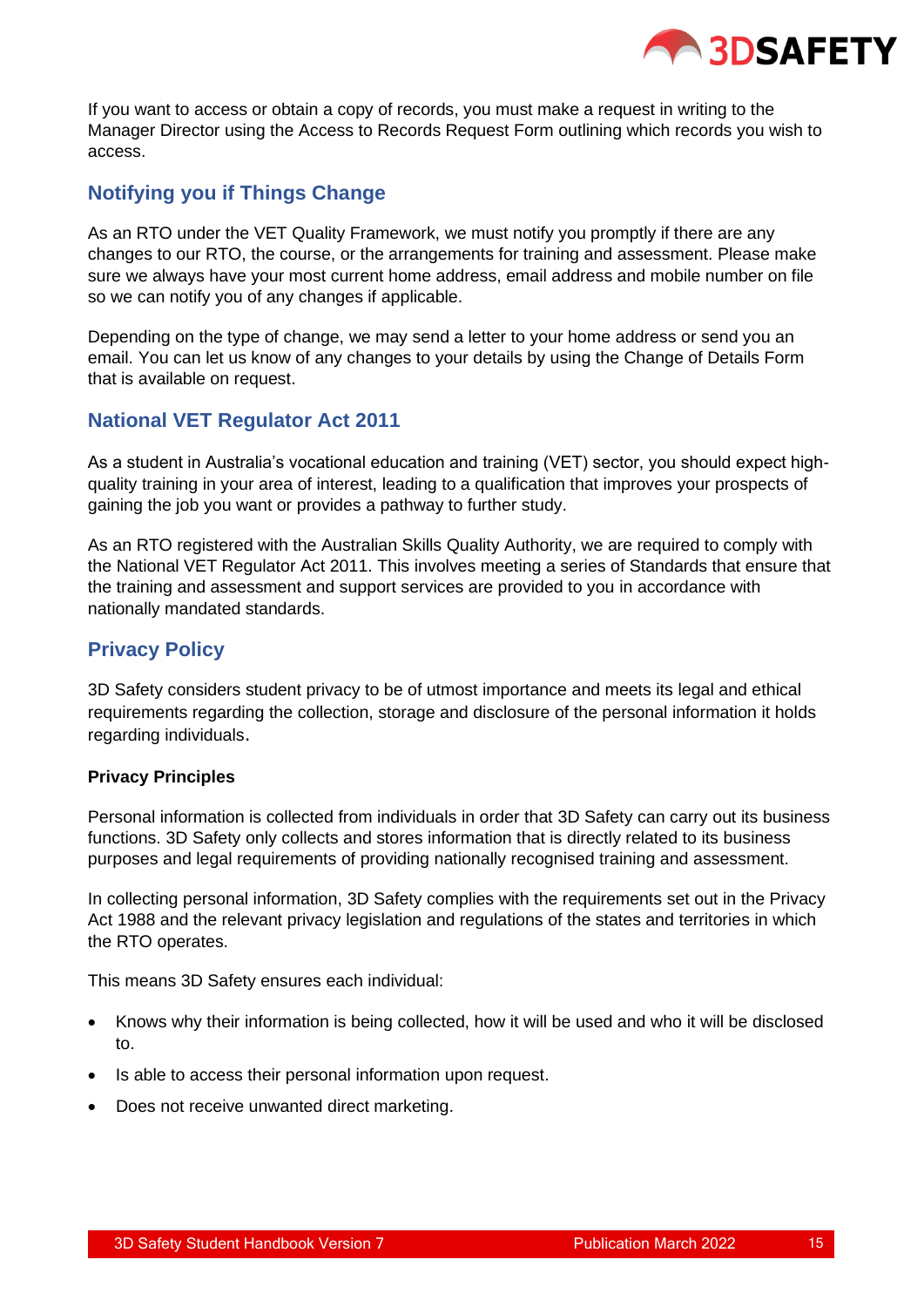If you want to access or obtain a copy of records, you must make a request in writing to the Manager Director using the Access to Records Request Form outlining which records you wish to access.

## Notifying you if Things Change

As an RTO under the VET Quality Framework, we must notify you promptly if there are any changes to our RTO, the course, or the arrangements for training and assessment. Please make sure we always have your most current home address, email address and mobile number on file so we can notify you of any changes if applicable.

Depending on the type of change, we may send a letter to your home address or send you an email. You can let us know of any changes to your details by using the Change of Details Form that is available on request.

## National VET Regulator Act 2011

As a student in Australia's vocational education and training (VET) sector, you should expect high-quality training in your area of interest, leading to a qualification that improves your prospects of gaining the job you want or provides a pathway to further study.

As an RTO registered with the Australian Skills Quality Authority, we are required to comply with the National VET Regulator Act 2011. This involves meeting a series of Standards that ensure that the training and assessment and support services are provided to you in accordance with nationally mandated standards.

## Privacy Policy

3D Safety considers student privacy to be of utmost importance and meets its legal and ethical requirements regarding the collection, storage and disclosure of the personal information it holds regarding individuals.

**Privacy Principles**

Personal information is collected from individuals in order that 3D Safety can carry out its business functions. 3D Safety only collects and stores information that is directly related to its business purposes and legal requirements of providing nationally recognised training and assessment.

In collecting personal information, 3D Safety complies with the requirements set out in the Privacy Act 1988 and the relevant privacy legislation and regulations of the states and territories in which the RTO operates.

This means 3D Safety ensures each individual:

- Knows why their information is being collected, how it will be used and who it will be disclosed to.
- Is able to access their personal information upon request.
- Does not receive unwanted direct marketing.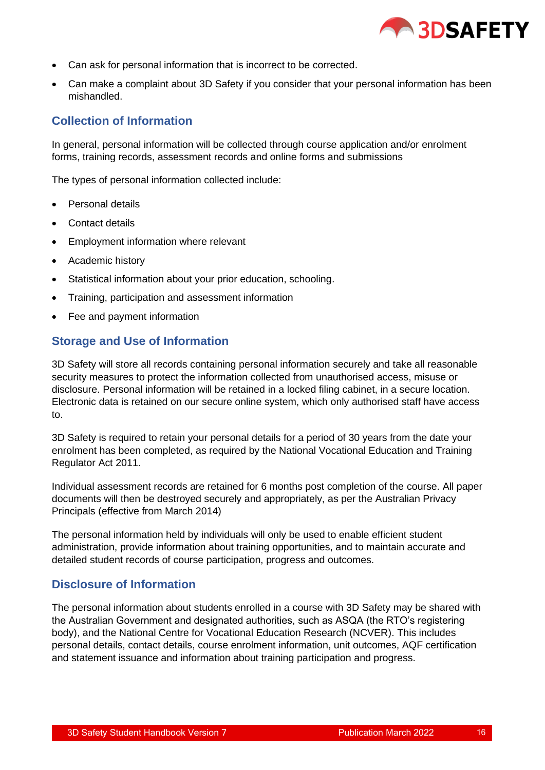- Can ask for personal information that is incorrect to be corrected.
- Can make a complaint about 3D Safety if you consider that your personal information has been mishandled.

## Collection of Information

In general, personal information will be collected through course application and/or enrolment forms, training records, assessment records and online forms and submissions

The types of personal information collected include:

- Personal details
- Contact details
- Employment information where relevant
- Academic history
- Statistical information about your prior education, schooling.
- Training, participation and assessment information
- Fee and payment information

## Storage and Use of Information

3D Safety will store all records containing personal information securely and take all reasonable security measures to protect the information collected from unauthorised access, misuse or disclosure. Personal information will be retained in a locked filing cabinet, in a secure location. Electronic data is retained on our secure online system, which only authorised staff have access to.

3D Safety is required to retain your personal details for a period of 30 years from the date your enrolment has been completed, as required by the National Vocational Education and Training Regulator Act 2011.

Individual assessment records are retained for 6 months post completion of the course. All paper documents will then be destroyed securely and appropriately, as per the Australian Privacy Principals (effective from March 2014)

The personal information held by individuals will only be used to enable efficient student administration, provide information about training opportunities, and to maintain accurate and detailed student records of course participation, progress and outcomes.

## Disclosure of Information

The personal information about students enrolled in a course with 3D Safety may be shared with the Australian Government and designated authorities, such as ASQA (the RTO's registering body), and the National Centre for Vocational Education Research (NCVER). This includes personal details, contact details, course enrolment information, unit outcomes, AQF certification and statement issuance and information about training participation and progress.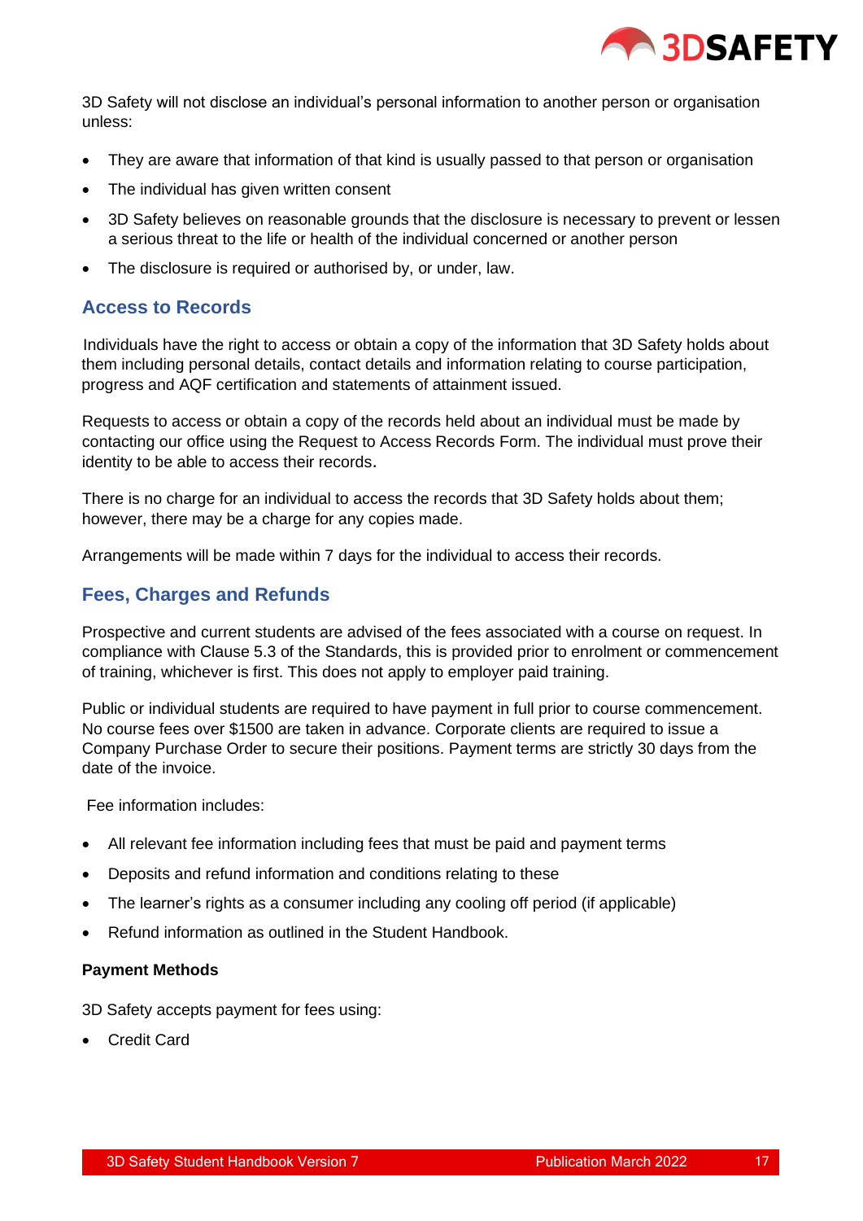3D Safety will not disclose an individual's personal information to another person or organisation unless:

- They are aware that information of that kind is usually passed to that person or organisation
- The individual has given written consent
- 3D Safety believes on reasonable grounds that the disclosure is necessary to prevent or lessen a serious threat to the life or health of the individual concerned or another person
- The disclosure is required or authorised by, or under, law.

## Access to Records

Individuals have the right to access or obtain a copy of the information that 3D Safety holds about them including personal details, contact details and information relating to course participation, progress and AQF certification and statements of attainment issued.

Requests to access or obtain a copy of the records held about an individual must be made by contacting our office using the Request to Access Records Form. The individual must prove their identity to be able to access their records.

There is no charge for an individual to access the records that 3D Safety holds about them; however, there may be a charge for any copies made.

Arrangements will be made within 7 days for the individual to access their records.

## Fees, Charges and Refunds

Prospective and current students are advised of the fees associated with a course on request. In compliance with Clause 5.3 of the Standards, this is provided prior to enrolment or commencement of training, whichever is first. This does not apply to employer paid training.

Public or individual students are required to have payment in full prior to course commencement. No course fees over $1500 are taken in advance. Corporate clients are required to issue a Company Purchase Order to secure their positions. Payment terms are strictly 30 days from the date of the invoice.

Fee information includes:

- All relevant fee information including fees that must be paid and payment terms
- Deposits and refund information and conditions relating to these
- The learner's rights as a consumer including any cooling off period (if applicable)
- Refund information as outlined in the Student Handbook.

**Payment Methods**

3D Safety accepts payment for fees using:

- Credit Card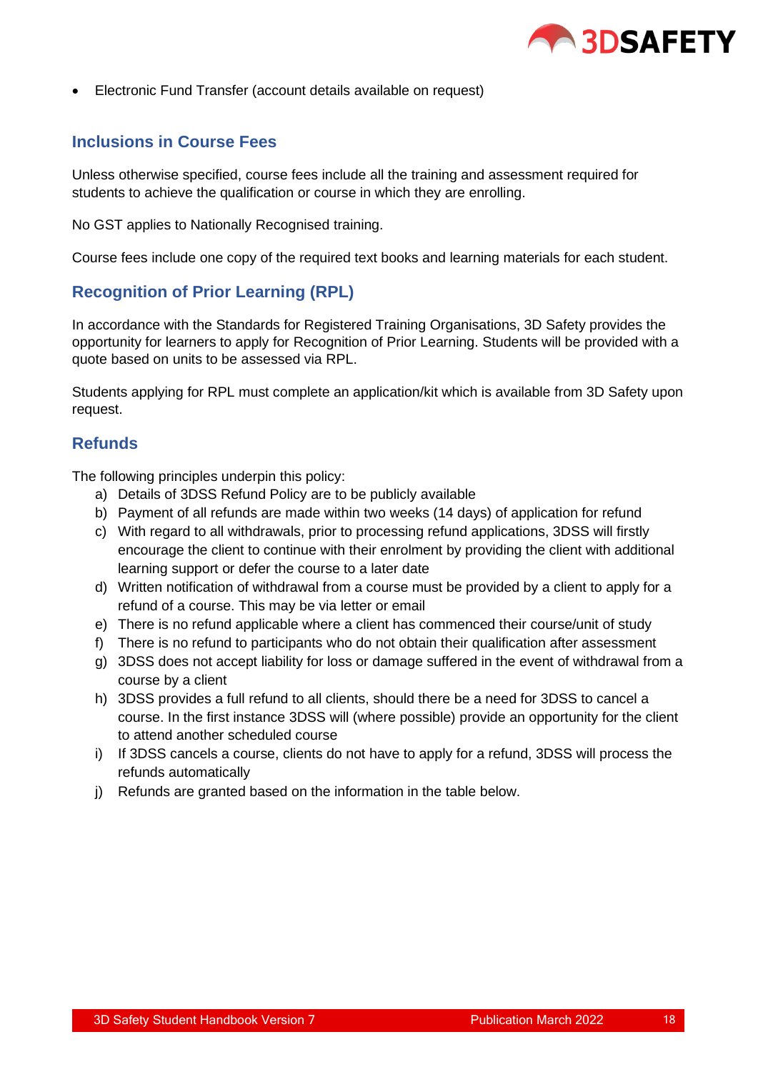- Electronic Fund Transfer (account details available on request)

## Inclusions in Course Fees

Unless otherwise specified, course fees include all the training and assessment required for students to achieve the qualification or course in which they are enrolling.

No GST applies to Nationally Recognised training.

Course fees include one copy of the required text books and learning materials for each student.

## Recognition of Prior Learning (RPL)

In accordance with the Standards for Registered Training Organisations, 3D Safety provides the opportunity for learners to apply for Recognition of Prior Learning. Students will be provided with a quote based on units to be assessed via RPL.

Students applying for RPL must complete an application/kit which is available from 3D Safety upon request.

## Refunds

The following principles underpin this policy:

a) Details of 3DSS Refund Policy are to be publicly available
b) Payment of all refunds are made within two weeks (14 days) of application for refund
c) With regard to all withdrawals, prior to processing refund applications, 3DSS will firstly encourage the client to continue with their enrolment by providing the client with additional learning support or defer the course to a later date
d) Written notification of withdrawal from a course must be provided by a client to apply for a refund of a course. This may be via letter or email
e) There is no refund applicable where a client has commenced their course/unit of study
f) There is no refund to participants who do not obtain their qualification after assessment
g) 3DSS does not accept liability for loss or damage suffered in the event of withdrawal from a course by a client
h) 3DSS provides a full refund to all clients, should there be a need for 3DSS to cancel a course. In the first instance 3DSS will (where possible) provide an opportunity for the client to attend another scheduled course
i) If 3DSS cancels a course, clients do not have to apply for a refund, 3DSS will process the refunds automatically
j) Refunds are granted based on the information in the table below.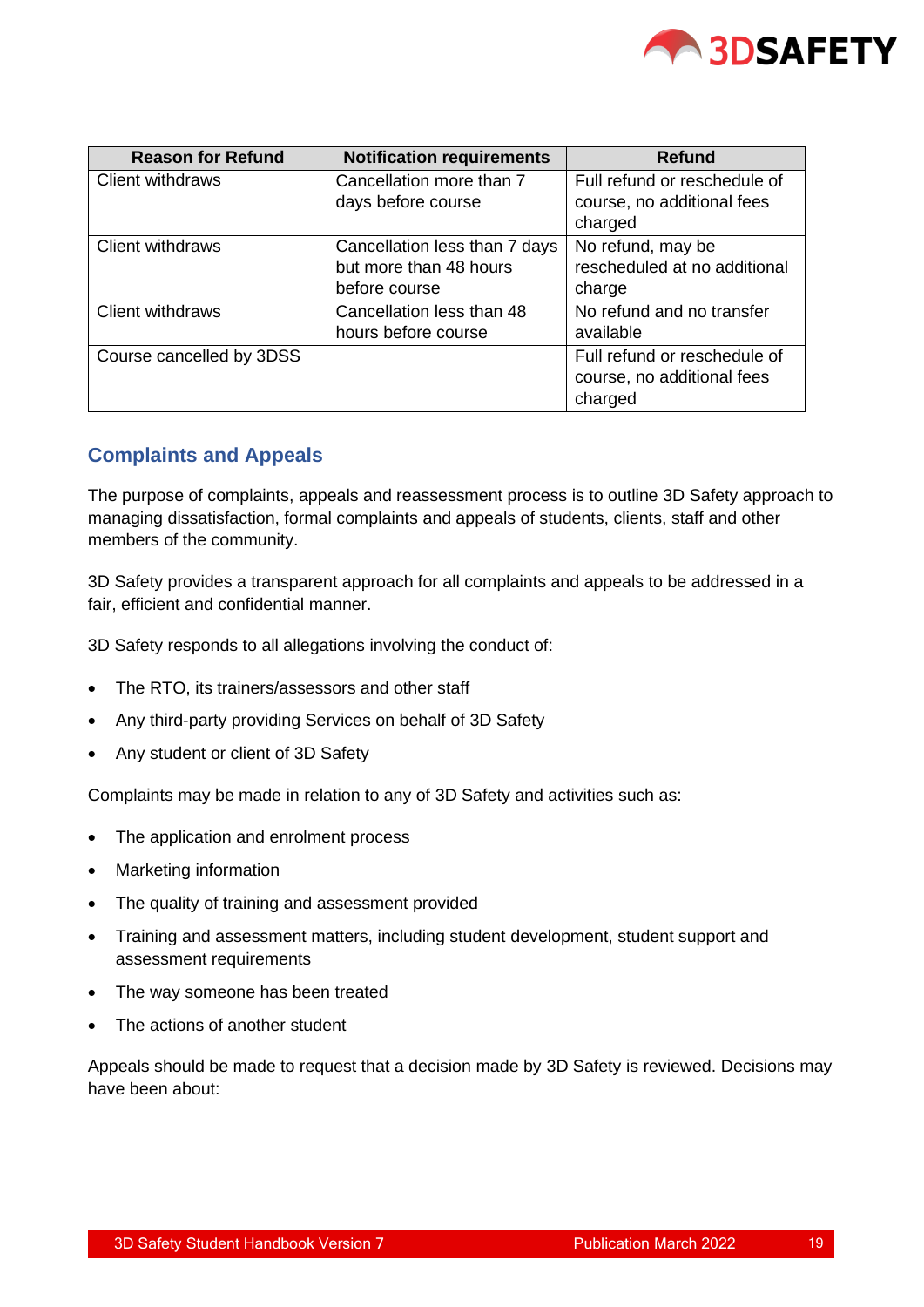| Reason for Refund | Notification requirements | Refund |
| --- | --- | --- |
| Client withdraws | Cancellation more than 7 days before course | Full refund or reschedule of course, no additional fees charged |
| Client withdraws | Cancellation less than 7 days but more than 48 hours before course | No refund, may be rescheduled at no additional charge |
| Client withdraws | Cancellation less than 48 hours before course | No refund and no transfer available |
| Course cancelled by 3DSS | | Full refund or reschedule of course, no additional fees charged |

## Complaints and Appeals

The purpose of complaints, appeals and reassessment process is to outline 3D Safety approach to managing dissatisfaction, formal complaints and appeals of students, clients, staff and other members of the community.

3D Safety provides a transparent approach for all complaints and appeals to be addressed in a fair, efficient and confidential manner.

3D Safety responds to all allegations involving the conduct of:

- The RTO, its trainers/assessors and other staff
- Any third-party providing Services on behalf of 3D Safety
- Any student or client of 3D Safety

Complaints may be made in relation to any of 3D Safety and activities such as:

- The application and enrolment process
- Marketing information
- The quality of training and assessment provided
- Training and assessment matters, including student development, student support and assessment requirements
- The way someone has been treated
- The actions of another student

Appeals should be made to request that a decision made by 3D Safety is reviewed. Decisions may have been about: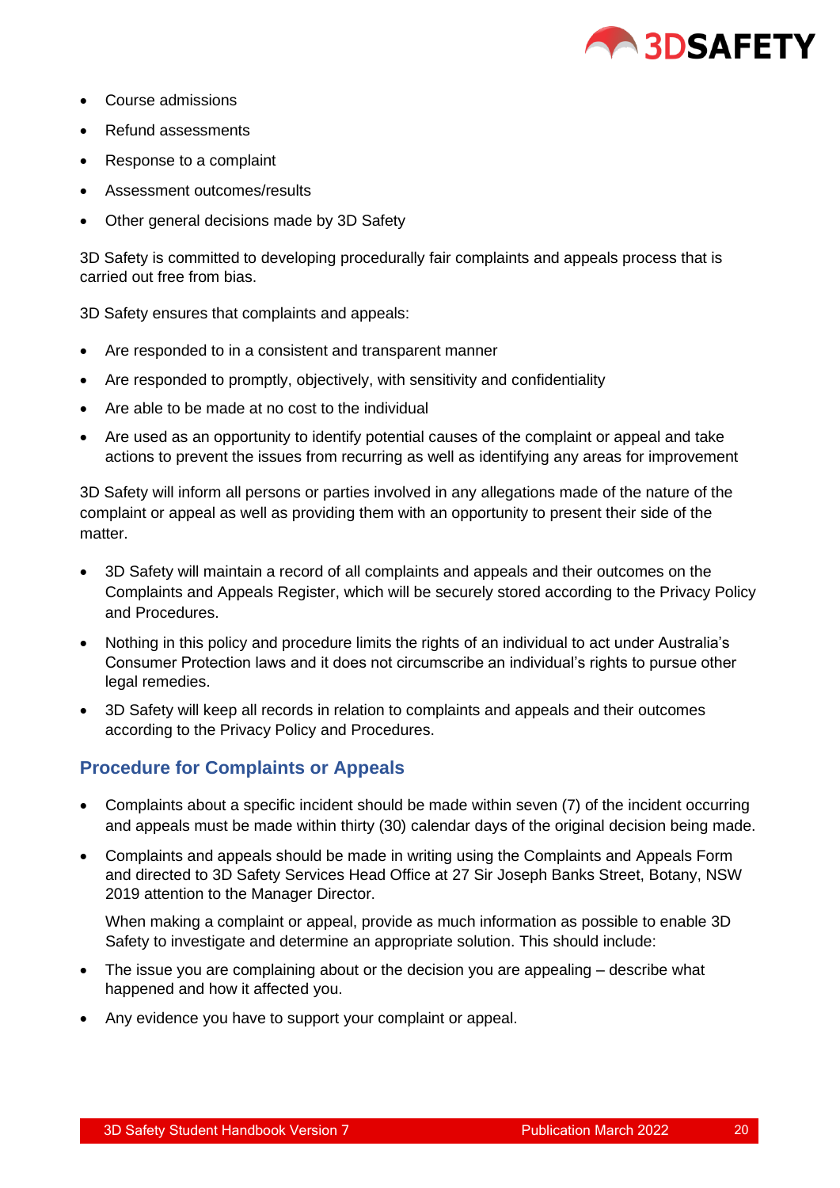- Course admissions
- Refund assessments
- Response to a complaint
- Assessment outcomes/results
- Other general decisions made by 3D Safety

3D Safety is committed to developing procedurally fair complaints and appeals process that is carried out free from bias.

3D Safety ensures that complaints and appeals:

- Are responded to in a consistent and transparent manner
- Are responded to promptly, objectively, with sensitivity and confidentiality
- Are able to be made at no cost to the individual
- Are used as an opportunity to identify potential causes of the complaint or appeal and take actions to prevent the issues from recurring as well as identifying any areas for improvement

3D Safety will inform all persons or parties involved in any allegations made of the nature of the complaint or appeal as well as providing them with an opportunity to present their side of the matter.

- 3D Safety will maintain a record of all complaints and appeals and their outcomes on the Complaints and Appeals Register, which will be securely stored according to the Privacy Policy and Procedures.
- Nothing in this policy and procedure limits the rights of an individual to act under Australia's Consumer Protection laws and it does not circumscribe an individual's rights to pursue other legal remedies.
- 3D Safety will keep all records in relation to complaints and appeals and their outcomes according to the Privacy Policy and Procedures.

## Procedure for Complaints or Appeals

- Complaints about a specific incident should be made within seven (7) of the incident occurring and appeals must be made within thirty (30) calendar days of the original decision being made.
- Complaints and appeals should be made in writing using the Complaints and Appeals Form and directed to 3D Safety Services Head Office at 27 Sir Joseph Banks Street, Botany, NSW 2019 attention to the Manager Director.

  When making a complaint or appeal, provide as much information as possible to enable 3D Safety to investigate and determine an appropriate solution. This should include:

- The issue you are complaining about or the decision you are appealing – describe what happened and how it affected you.
- Any evidence you have to support your complaint or appeal.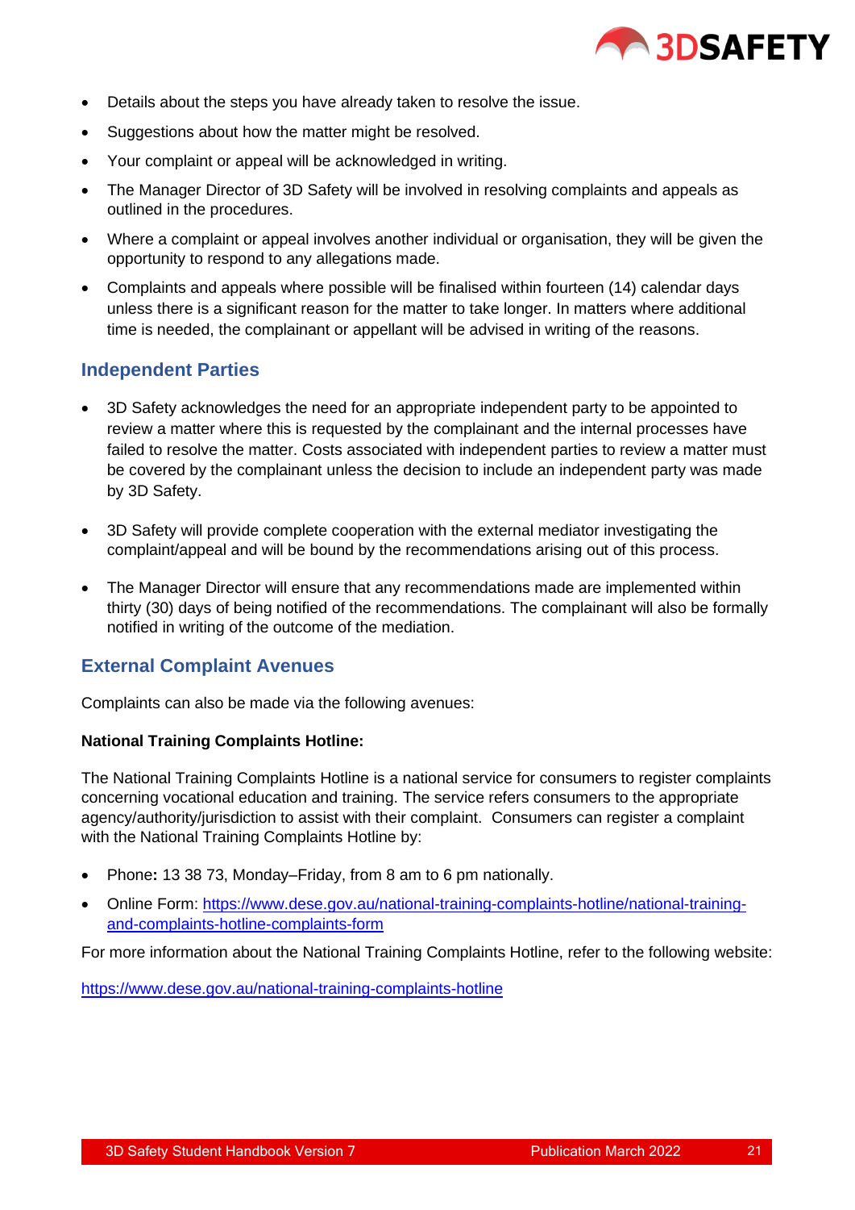- Details about the steps you have already taken to resolve the issue.
- Suggestions about how the matter might be resolved.
- Your complaint or appeal will be acknowledged in writing.
- The Manager Director of 3D Safety will be involved in resolving complaints and appeals as outlined in the procedures.
- Where a complaint or appeal involves another individual or organisation, they will be given the opportunity to respond to any allegations made.
- Complaints and appeals where possible will be finalised within fourteen (14) calendar days unless there is a significant reason for the matter to take longer. In matters where additional time is needed, the complainant or appellant will be advised in writing of the reasons.

## Independent Parties

- 3D Safety acknowledges the need for an appropriate independent party to be appointed to review a matter where this is requested by the complainant and the internal processes have failed to resolve the matter. Costs associated with independent parties to review a matter must be covered by the complainant unless the decision to include an independent party was made by 3D Safety.
- 3D Safety will provide complete cooperation with the external mediator investigating the complaint/appeal and will be bound by the recommendations arising out of this process.
- The Manager Director will ensure that any recommendations made are implemented within thirty (30) days of being notified of the recommendations. The complainant will also be formally notified in writing of the outcome of the mediation.

## External Complaint Avenues

Complaints can also be made via the following avenues:

**National Training Complaints Hotline:**

The National Training Complaints Hotline is a national service for consumers to register complaints concerning vocational education and training. The service refers consumers to the appropriate agency/authority/jurisdiction to assist with their complaint. Consumers can register a complaint with the National Training Complaints Hotline by:

- Phone**:** 13 38 73, Monday–Friday, from 8 am to 6 pm nationally.
- Online Form: https://www.dese.gov.au/national-training-complaints-hotline/national-training-and-complaints-hotline-complaints-form

For more information about the National Training Complaints Hotline, refer to the following website:

https://www.dese.gov.au/national-training-complaints-hotline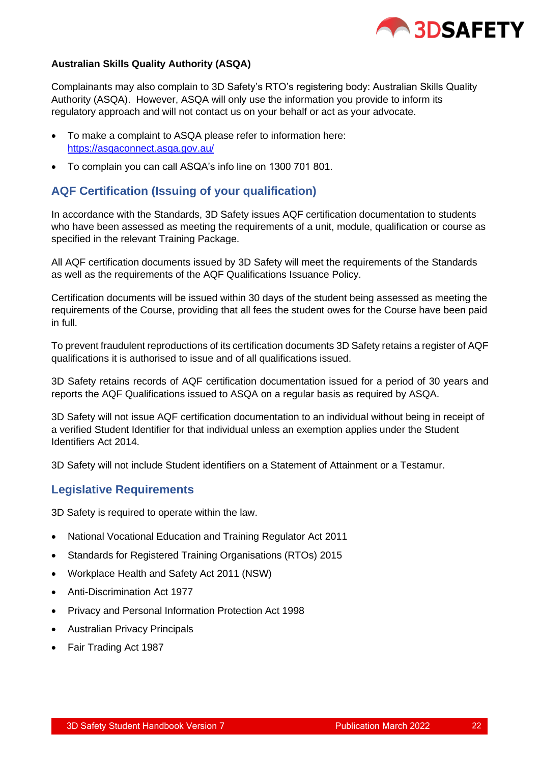**Australian Skills Quality Authority (ASQA)**

Complainants may also complain to 3D Safety's RTO's registering body: Australian Skills Quality Authority (ASQA). However, ASQA will only use the information you provide to inform its regulatory approach and will not contact us on your behalf or act as your advocate.

- To make a complaint to ASQA please refer to information here: https://asqaconnect.asqa.gov.au/
- To complain you can call ASQA's info line on 1300 701 801.

## AQF Certification (Issuing of your qualification)

In accordance with the Standards, 3D Safety issues AQF certification documentation to students who have been assessed as meeting the requirements of a unit, module, qualification or course as specified in the relevant Training Package.

All AQF certification documents issued by 3D Safety will meet the requirements of the Standards as well as the requirements of the AQF Qualifications Issuance Policy.

Certification documents will be issued within 30 days of the student being assessed as meeting the requirements of the Course, providing that all fees the student owes for the Course have been paid in full.

To prevent fraudulent reproductions of its certification documents 3D Safety retains a register of AQF qualifications it is authorised to issue and of all qualifications issued.

3D Safety retains records of AQF certification documentation issued for a period of 30 years and reports the AQF Qualifications issued to ASQA on a regular basis as required by ASQA.

3D Safety will not issue AQF certification documentation to an individual without being in receipt of a verified Student Identifier for that individual unless an exemption applies under the Student Identifiers Act 2014.

3D Safety will not include Student identifiers on a Statement of Attainment or a Testamur.

## Legislative Requirements

3D Safety is required to operate within the law.

- National Vocational Education and Training Regulator Act 2011
- Standards for Registered Training Organisations (RTOs) 2015
- Workplace Health and Safety Act 2011 (NSW)
- Anti-Discrimination Act 1977
- Privacy and Personal Information Protection Act 1998
- Australian Privacy Principals
- Fair Trading Act 1987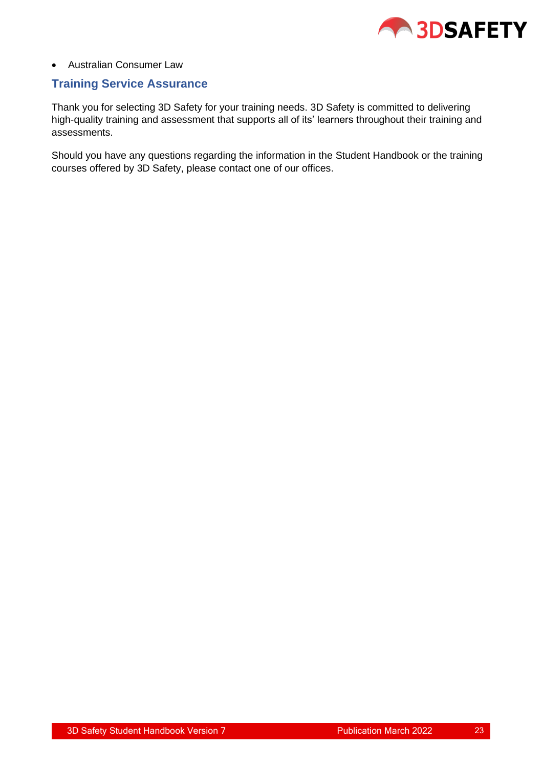- Australian Consumer Law

## Training Service Assurance

Thank you for selecting 3D Safety for your training needs. 3D Safety is committed to delivering high-quality training and assessment that supports all of its' learners throughout their training and assessments.

Should you have any questions regarding the information in the Student Handbook or the training courses offered by 3D Safety, please contact one of our offices.